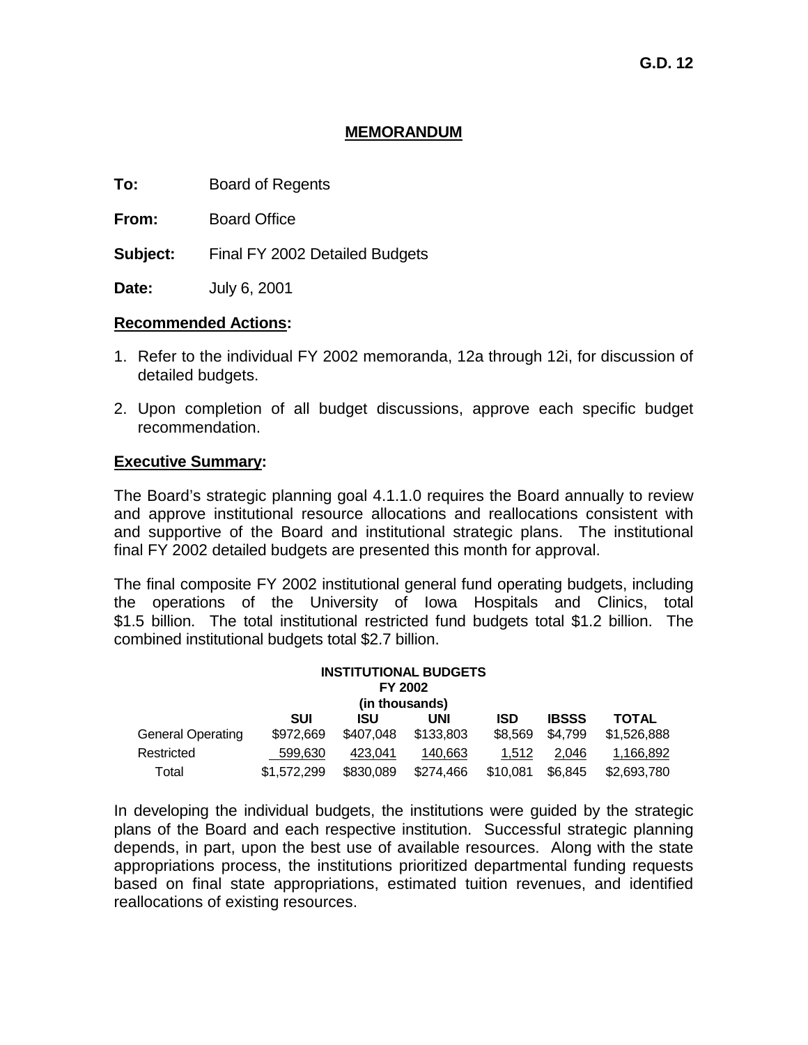**G.D. 12**

# MEMORANDUM

**To:** Board of Regents

**From:** Board Office

**Subject:** Final FY 2002 Detailed Budgets

**Date:** July 6, 2001

## Recommended Actions:

1. Refer to the individual FY 2002 memoranda, 12a through 12i, for discussion of detailed budgets.
2. Upon completion of all budget discussions, approve each specific budget recommendation.

## Executive Summary:

The Board's strategic planning goal 4.1.1.0 requires the Board annually to review and approve institutional resource allocations and reallocations consistent with and supportive of the Board and institutional strategic plans. The institutional final FY 2002 detailed budgets are presented this month for approval.

The final composite FY 2002 institutional general fund operating budgets, including the operations of the University of Iowa Hospitals and Clinics, total $1.5 billion. The total institutional restricted fund budgets total $1.2 billion. The combined institutional budgets total $2.7 billion.

**INSTITUTIONAL BUDGETS**
**FY 2002**
**(in thousands)**

| | SUI | ISU | UNI | ISD | IBSSS | TOTAL |
|---|---|---|---|---|---|---|
| General Operating | $972,669 | $407,048 | $133,803 | $8,569 | $4,799 | $1,526,888 |
| Restricted | 599,630 | 423,041 | 140,663 | 1,512 | 2,046 | 1,166,892 |
| Total | $1,572,299 | $830,089 | $274,466 | $10,081 | $6,845 | $2,693,780 |

In developing the individual budgets, the institutions were guided by the strategic plans of the Board and each respective institution. Successful strategic planning depends, in part, upon the best use of available resources. Along with the state appropriations process, the institutions prioritized departmental funding requests based on final state appropriations, estimated tuition revenues, and identified reallocations of existing resources.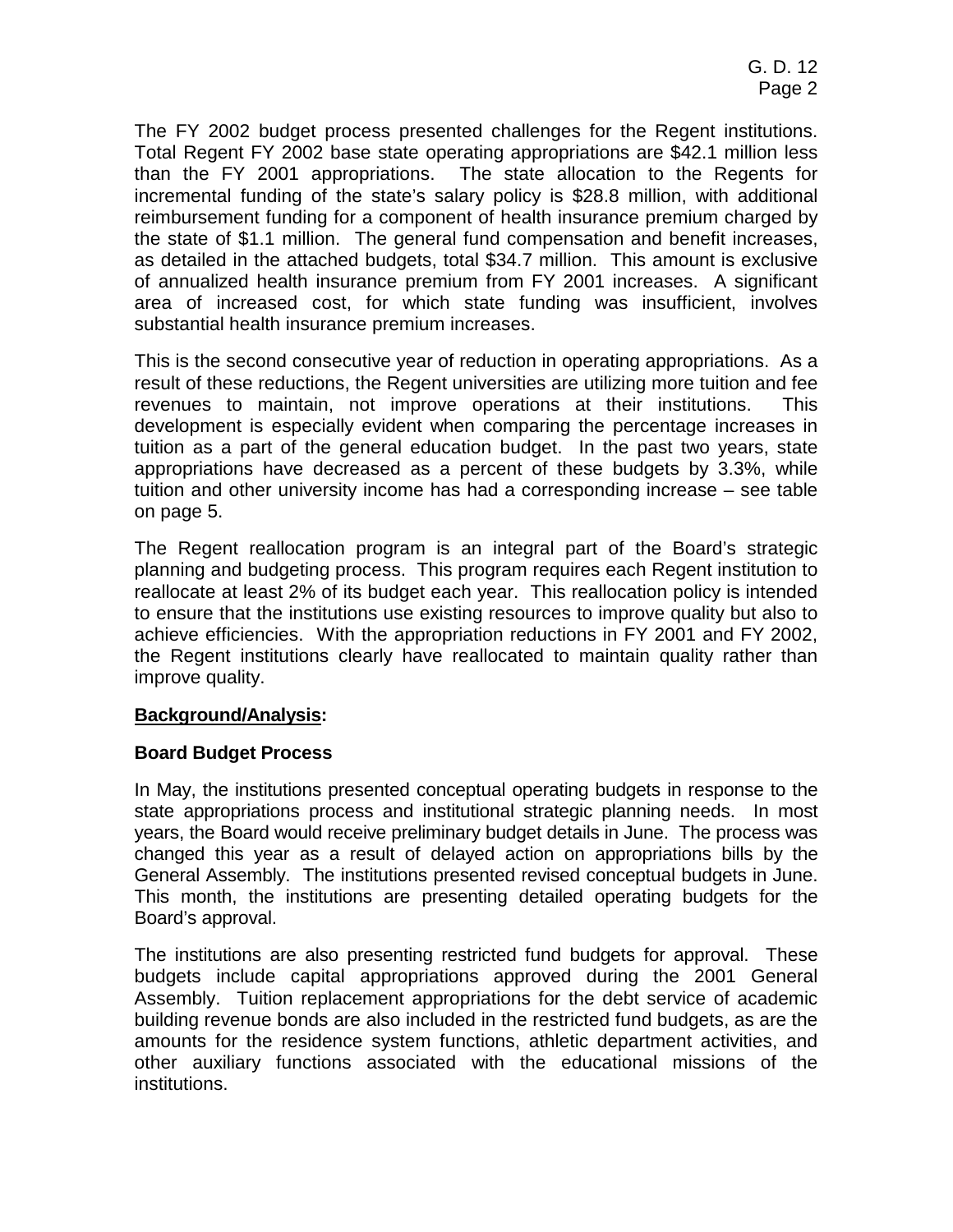The FY 2002 budget process presented challenges for the Regent institutions. Total Regent FY 2002 base state operating appropriations are $42.1 million less than the FY 2001 appropriations. The state allocation to the Regents for incremental funding of the state's salary policy is $28.8 million, with additional reimbursement funding for a component of health insurance premium charged by the state of $1.1 million. The general fund compensation and benefit increases, as detailed in the attached budgets, total $34.7 million. This amount is exclusive of annualized health insurance premium from FY 2001 increases. A significant area of increased cost, for which state funding was insufficient, involves substantial health insurance premium increases.

This is the second consecutive year of reduction in operating appropriations. As a result of these reductions, the Regent universities are utilizing more tuition and fee revenues to maintain, not improve operations at their institutions. This development is especially evident when comparing the percentage increases in tuition as a part of the general education budget. In the past two years, state appropriations have decreased as a percent of these budgets by 3.3%, while tuition and other university income has had a corresponding increase – see table on page 5.

The Regent reallocation program is an integral part of the Board's strategic planning and budgeting process. This program requires each Regent institution to reallocate at least 2% of its budget each year. This reallocation policy is intended to ensure that the institutions use existing resources to improve quality but also to achieve efficiencies. With the appropriation reductions in FY 2001 and FY 2002, the Regent institutions clearly have reallocated to maintain quality rather than improve quality.

**<u>Background/Analysis</u>:**

**Board Budget Process**

In May, the institutions presented conceptual operating budgets in response to the state appropriations process and institutional strategic planning needs. In most years, the Board would receive preliminary budget details in June. The process was changed this year as a result of delayed action on appropriations bills by the General Assembly. The institutions presented revised conceptual budgets in June. This month, the institutions are presenting detailed operating budgets for the Board's approval.

The institutions are also presenting restricted fund budgets for approval. These budgets include capital appropriations approved during the 2001 General Assembly. Tuition replacement appropriations for the debt service of academic building revenue bonds are also included in the restricted fund budgets, as are the amounts for the residence system functions, athletic department activities, and other auxiliary functions associated with the educational missions of the institutions.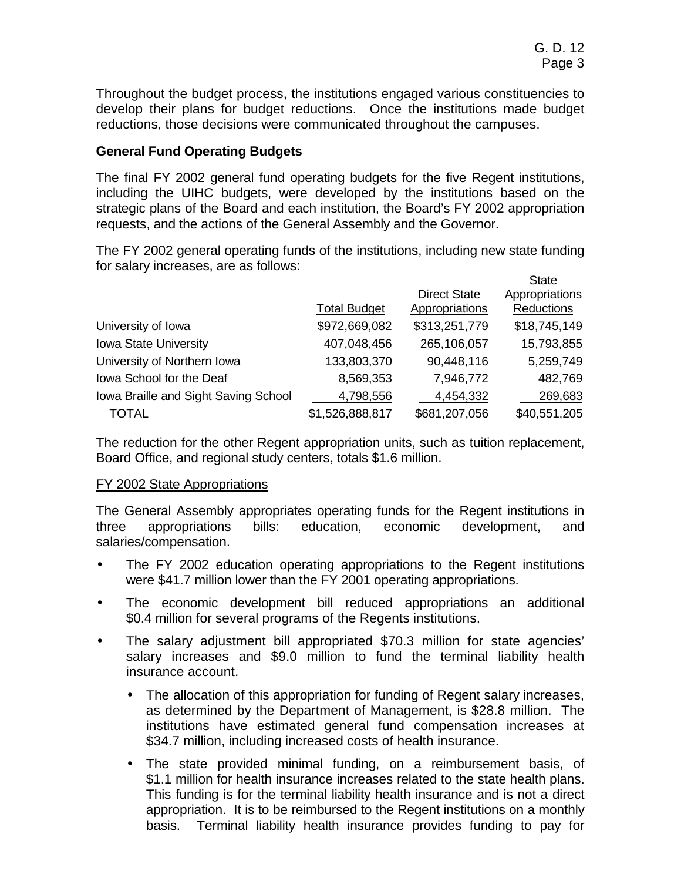Throughout the budget process, the institutions engaged various constituencies to develop their plans for budget reductions. Once the institutions made budget reductions, those decisions were communicated throughout the campuses.

**General Fund Operating Budgets**

The final FY 2002 general fund operating budgets for the five Regent institutions, including the UIHC budgets, were developed by the institutions based on the strategic plans of the Board and each institution, the Board's FY 2002 appropriation requests, and the actions of the General Assembly and the Governor.

The FY 2002 general operating funds of the institutions, including new state funding for salary increases, are as follows:

| | Total Budget | Direct State Appropriations | State Appropriations Reductions |
|---|---|---|---|
| University of Iowa | $972,669,082 | $313,251,779 | $18,745,149 |
| Iowa State University | 407,048,456 | 265,106,057 | 15,793,855 |
| University of Northern Iowa | 133,803,370 | 90,448,116 | 5,259,749 |
| Iowa School for the Deaf | 8,569,353 | 7,946,772 | 482,769 |
| Iowa Braille and Sight Saving School | 4,798,556 | 4,454,332 | 269,683 |
| TOTAL | $1,526,888,817 | $681,207,056 | $40,551,205 |

The reduction for the other Regent appropriation units, such as tuition replacement, Board Office, and regional study centers, totals $1.6 million.

FY 2002 State Appropriations

The General Assembly appropriates operating funds for the Regent institutions in three appropriations bills: education, economic development, and salaries/compensation.

- The FY 2002 education operating appropriations to the Regent institutions were $41.7 million lower than the FY 2001 operating appropriations.
- The economic development bill reduced appropriations an additional $0.4 million for several programs of the Regents institutions.
- The salary adjustment bill appropriated $70.3 million for state agencies' salary increases and $9.0 million to fund the terminal liability health insurance account.
    - The allocation of this appropriation for funding of Regent salary increases, as determined by the Department of Management, is $28.8 million. The institutions have estimated general fund compensation increases at $34.7 million, including increased costs of health insurance.
    - The state provided minimal funding, on a reimbursement basis, of $1.1 million for health insurance increases related to the state health plans. This funding is for the terminal liability health insurance and is not a direct appropriation. It is to be reimbursed to the Regent institutions on a monthly basis. Terminal liability health insurance provides funding to pay for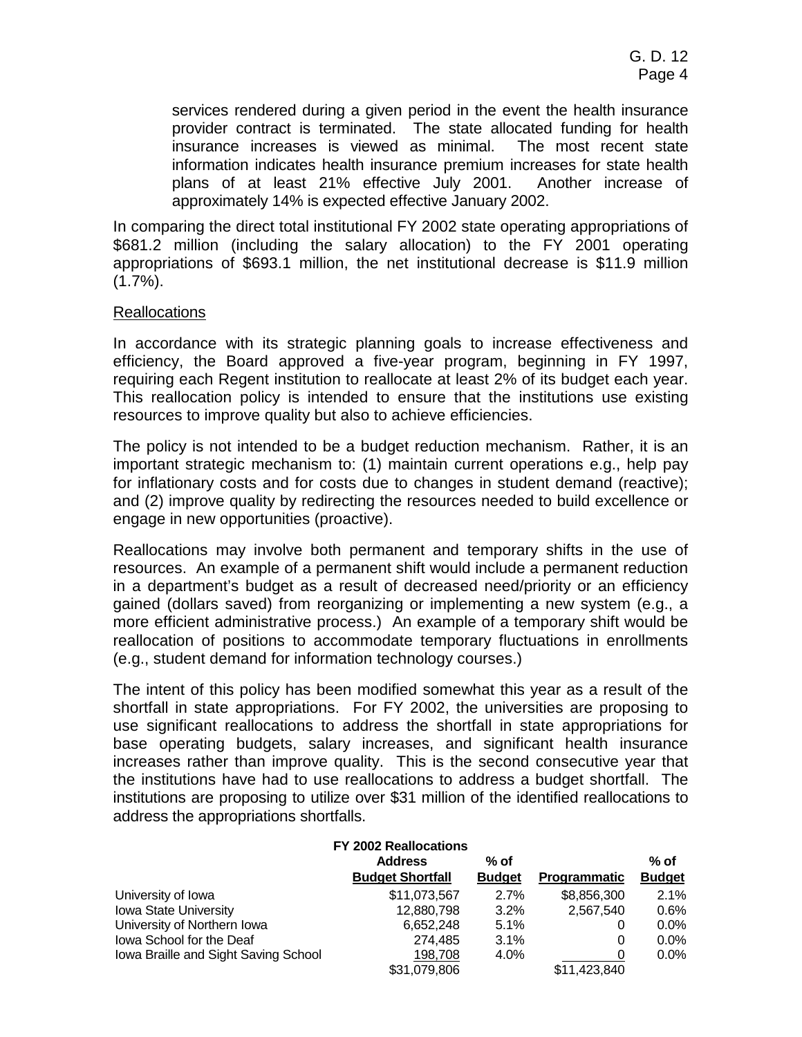services rendered during a given period in the event the health insurance provider contract is terminated. The state allocated funding for health insurance increases is viewed as minimal. The most recent state information indicates health insurance premium increases for state health plans of at least 21% effective July 2001. Another increase of approximately 14% is expected effective January 2002.

In comparing the direct total institutional FY 2002 state operating appropriations of $681.2 million (including the salary allocation) to the FY 2001 operating appropriations of $693.1 million, the net institutional decrease is $11.9 million (1.7%).

Reallocations

In accordance with its strategic planning goals to increase effectiveness and efficiency, the Board approved a five-year program, beginning in FY 1997, requiring each Regent institution to reallocate at least 2% of its budget each year. This reallocation policy is intended to ensure that the institutions use existing resources to improve quality but also to achieve efficiencies.

The policy is not intended to be a budget reduction mechanism. Rather, it is an important strategic mechanism to: (1) maintain current operations e.g., help pay for inflationary costs and for costs due to changes in student demand (reactive); and (2) improve quality by redirecting the resources needed to build excellence or engage in new opportunities (proactive).

Reallocations may involve both permanent and temporary shifts in the use of resources. An example of a permanent shift would include a permanent reduction in a department's budget as a result of decreased need/priority or an efficiency gained (dollars saved) from reorganizing or implementing a new system (e.g., a more efficient administrative process.) An example of a temporary shift would be reallocation of positions to accommodate temporary fluctuations in enrollments (e.g., student demand for information technology courses.)

The intent of this policy has been modified somewhat this year as a result of the shortfall in state appropriations. For FY 2002, the universities are proposing to use significant reallocations to address the shortfall in state appropriations for base operating budgets, salary increases, and significant health insurance increases rather than improve quality. This is the second consecutive year that the institutions have had to use reallocations to address a budget shortfall. The institutions are proposing to utilize over $31 million of the identified reallocations to address the appropriations shortfalls.

**FY 2002 Reallocations**

| | Address Budget Shortfall | % of Budget | Programmatic | % of Budget |
|---|---|---|---|---|
| University of Iowa | $11,073,567 | 2.7% | $8,856,300 | 2.1% |
| Iowa State University | 12,880,798 | 3.2% | 2,567,540 | 0.6% |
| University of Northern Iowa | 6,652,248 | 5.1% | 0 | 0.0% |
| Iowa School for the Deaf | 274,485 | 3.1% | 0 | 0.0% |
| Iowa Braille and Sight Saving School | 198,708 | 4.0% | 0 | 0.0% |
| | $31,079,806 | | $11,423,840 | |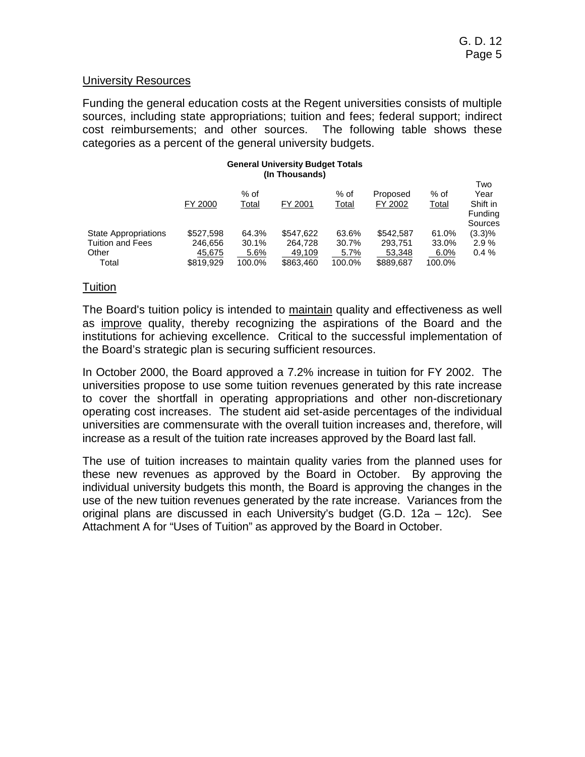## University Resources

Funding the general education costs at the Regent universities consists of multiple sources, including state appropriations; tuition and fees; federal support; indirect cost reimbursements; and other sources. The following table shows these categories as a percent of the general university budgets.

**General University Budget Totals**
**(In Thousands)**

| | FY 2000 | % of Total | FY 2001 | % of Total | Proposed FY 2002 | % of Total | Two Year Shift in Funding Sources |
|---|---|---|---|---|---|---|---|
| State Appropriations | $527,598 | 64.3% | $547,622 | 63.6% | $542,587 | 61.0% | (3.3)% |
| Tuition and Fees | 246,656 | 30.1% | 264,728 | 30.7% | 293,751 | 33.0% | 2.9 % |
| Other | 45,675 | 5.6% | 49,109 | 5.7% | 53,348 | 6.0% | 0.4 % |
| Total | $819,929 | 100.0% | $863,460 | 100.0% | $889,687 | 100.0% | |

## Tuition

The Board's tuition policy is intended to maintain quality and effectiveness as well as improve quality, thereby recognizing the aspirations of the Board and the institutions for achieving excellence. Critical to the successful implementation of the Board's strategic plan is securing sufficient resources.

In October 2000, the Board approved a 7.2% increase in tuition for FY 2002. The universities propose to use some tuition revenues generated by this rate increase to cover the shortfall in operating appropriations and other non-discretionary operating cost increases. The student aid set-aside percentages of the individual universities are commensurate with the overall tuition increases and, therefore, will increase as a result of the tuition rate increases approved by the Board last fall.

The use of tuition increases to maintain quality varies from the planned uses for these new revenues as approved by the Board in October. By approving the individual university budgets this month, the Board is approving the changes in the use of the new tuition revenues generated by the rate increase. Variances from the original plans are discussed in each University's budget (G.D. 12a – 12c). See Attachment A for "Uses of Tuition" as approved by the Board in October.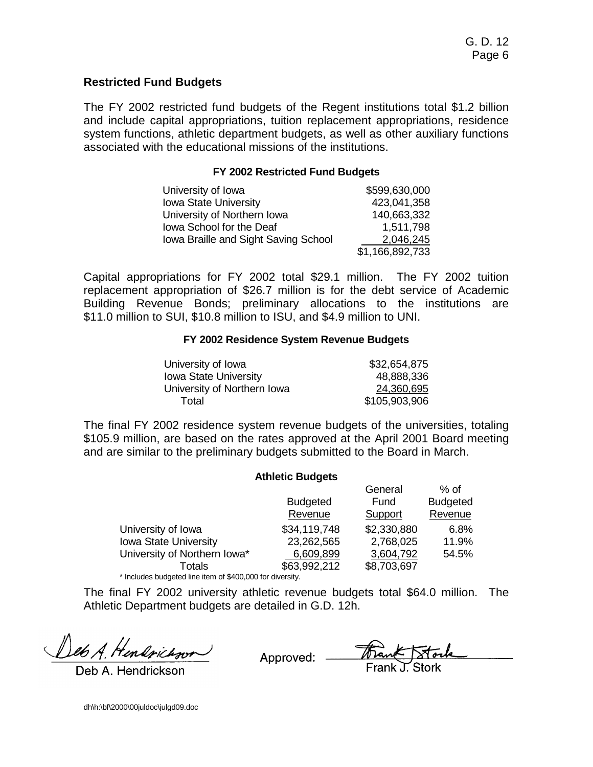## Restricted Fund Budgets

The FY 2002 restricted fund budgets of the Regent institutions total $1.2 billion and include capital appropriations, tuition replacement appropriations, residence system functions, athletic department budgets, as well as other auxiliary functions associated with the educational missions of the institutions.

**FY 2002 Restricted Fund Budgets**

| | |
|---|---|
| University of Iowa | $599,630,000 |
| Iowa State University | 423,041,358 |
| University of Northern Iowa | 140,663,332 |
| Iowa School for the Deaf | 1,511,798 |
| Iowa Braille and Sight Saving School | 2,046,245 |
| | $1,166,892,733 |

Capital appropriations for FY 2002 total $29.1 million. The FY 2002 tuition replacement appropriation of $26.7 million is for the debt service of Academic Building Revenue Bonds; preliminary allocations to the institutions are $11.0 million to SUI, $10.8 million to ISU, and $4.9 million to UNI.

**FY 2002 Residence System Revenue Budgets**

| | |
|---|---|
| University of Iowa | $32,654,875 |
| Iowa State University | 48,888,336 |
| University of Northern Iowa | 24,360,695 |
| Total | $105,903,906 |

The final FY 2002 residence system revenue budgets of the universities, totaling $105.9 million, are based on the rates approved at the April 2001 Board meeting and are similar to the preliminary budgets submitted to the Board in March.

**Athletic Budgets**

| | Budgeted Revenue | General Fund Support | % of Budgeted Revenue |
|---|---|---|---|
| University of Iowa | $34,119,748 | $2,330,880 | 6.8% |
| Iowa State University | 23,262,565 | 2,768,025 | 11.9% |
| University of Northern Iowa* | 6,609,899 | 3,604,792 | 54.5% |
| Totals | $63,992,212 | $8,703,697 | |

\* Includes budgeted line item of $400,000 for diversity.

The final FY 2002 university athletic revenue budgets total $64.0 million. The Athletic Department budgets are detailed in G.D. 12h.

Deb A. Hendrickson

Approved: Frank J. Stork

dh\h:\bf\2000\00juldoc\julgd09.doc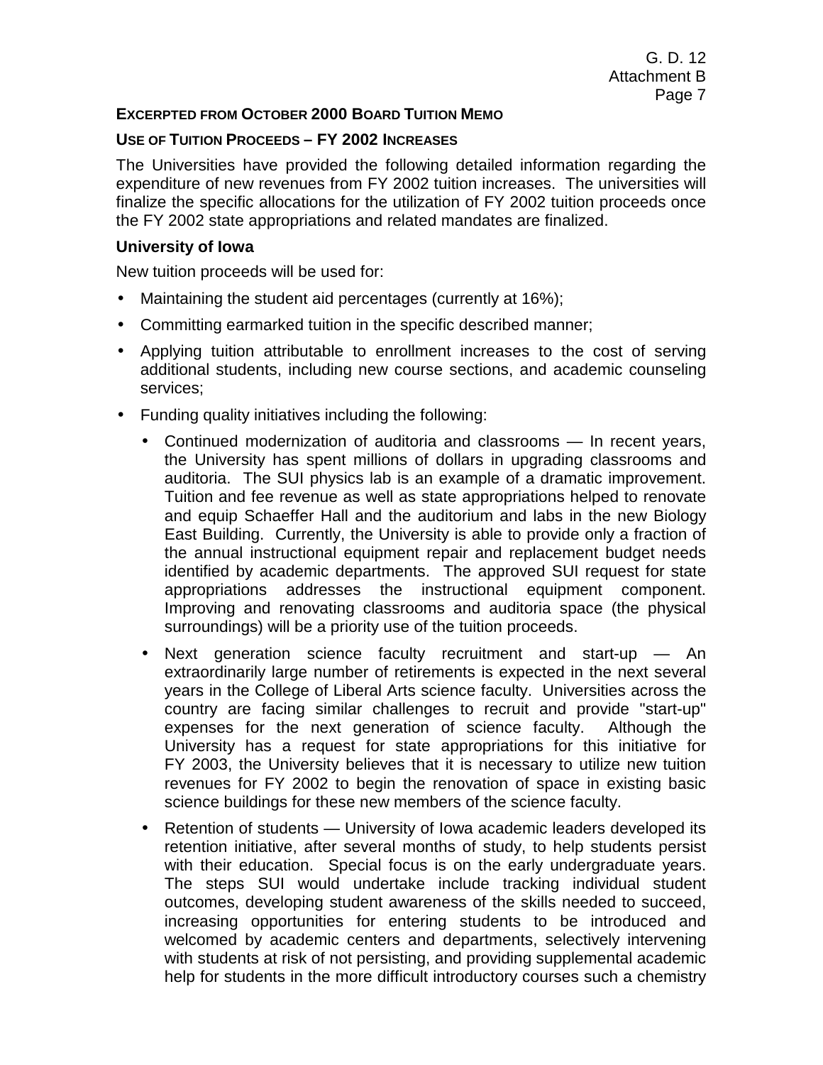**EXCERPTED FROM OCTOBER 2000 BOARD TUITION MEMO**

**USE OF TUITION PROCEEDS – FY 2002 INCREASES**

The Universities have provided the following detailed information regarding the expenditure of new revenues from FY 2002 tuition increases. The universities will finalize the specific allocations for the utilization of FY 2002 tuition proceeds once the FY 2002 state appropriations and related mandates are finalized.

**University of Iowa**

New tuition proceeds will be used for:

- Maintaining the student aid percentages (currently at 16%);
- Committing earmarked tuition in the specific described manner;
- Applying tuition attributable to enrollment increases to the cost of serving additional students, including new course sections, and academic counseling services;
- Funding quality initiatives including the following:
  - Continued modernization of auditoria and classrooms — In recent years, the University has spent millions of dollars in upgrading classrooms and auditoria. The SUI physics lab is an example of a dramatic improvement. Tuition and fee revenue as well as state appropriations helped to renovate and equip Schaeffer Hall and the auditorium and labs in the new Biology East Building. Currently, the University is able to provide only a fraction of the annual instructional equipment repair and replacement budget needs identified by academic departments. The approved SUI request for state appropriations addresses the instructional equipment component. Improving and renovating classrooms and auditoria space (the physical surroundings) will be a priority use of the tuition proceeds.
  - Next generation science faculty recruitment and start-up — An extraordinarily large number of retirements is expected in the next several years in the College of Liberal Arts science faculty. Universities across the country are facing similar challenges to recruit and provide "start-up" expenses for the next generation of science faculty. Although the University has a request for state appropriations for this initiative for FY 2003, the University believes that it is necessary to utilize new tuition revenues for FY 2002 to begin the renovation of space in existing basic science buildings for these new members of the science faculty.
  - Retention of students — University of Iowa academic leaders developed its retention initiative, after several months of study, to help students persist with their education. Special focus is on the early undergraduate years. The steps SUI would undertake include tracking individual student outcomes, developing student awareness of the skills needed to succeed, increasing opportunities for entering students to be introduced and welcomed by academic centers and departments, selectively intervening with students at risk of not persisting, and providing supplemental academic help for students in the more difficult introductory courses such a chemistry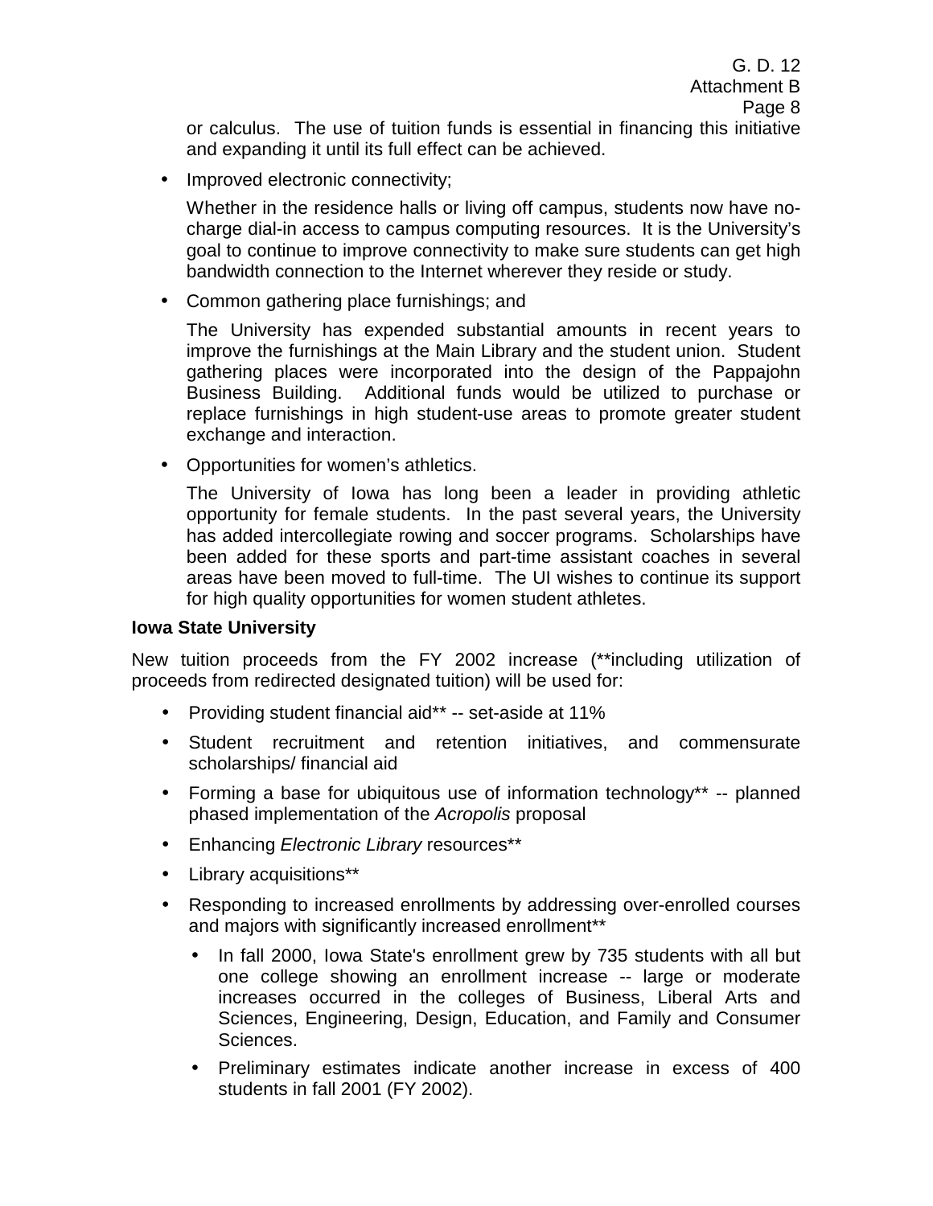or calculus. The use of tuition funds is essential in financing this initiative and expanding it until its full effect can be achieved.

- Improved electronic connectivity;

  Whether in the residence halls or living off campus, students now have no-charge dial-in access to campus computing resources. It is the University's goal to continue to improve connectivity to make sure students can get high bandwidth connection to the Internet wherever they reside or study.

- Common gathering place furnishings; and

  The University has expended substantial amounts in recent years to improve the furnishings at the Main Library and the student union. Student gathering places were incorporated into the design of the Pappajohn Business Building. Additional funds would be utilized to purchase or replace furnishings in high student-use areas to promote greater student exchange and interaction.

- Opportunities for women's athletics.

  The University of Iowa has long been a leader in providing athletic opportunity for female students. In the past several years, the University has added intercollegiate rowing and soccer programs. Scholarships have been added for these sports and part-time assistant coaches in several areas have been moved to full-time. The UI wishes to continue its support for high quality opportunities for women student athletes.

**Iowa State University**

New tuition proceeds from the FY 2002 increase (**including utilization of proceeds from redirected designated tuition) will be used for:

- Providing student financial aid** -- set-aside at 11%
- Student recruitment and retention initiatives, and commensurate scholarships/ financial aid
- Forming a base for ubiquitous use of information technology** -- planned phased implementation of the *Acropolis* proposal
- Enhancing *Electronic Library* resources**
- Library acquisitions**
- Responding to increased enrollments by addressing over-enrolled courses and majors with significantly increased enrollment**
  - In fall 2000, Iowa State's enrollment grew by 735 students with all but one college showing an enrollment increase -- large or moderate increases occurred in the colleges of Business, Liberal Arts and Sciences, Engineering, Design, Education, and Family and Consumer Sciences.
  - Preliminary estimates indicate another increase in excess of 400 students in fall 2001 (FY 2002).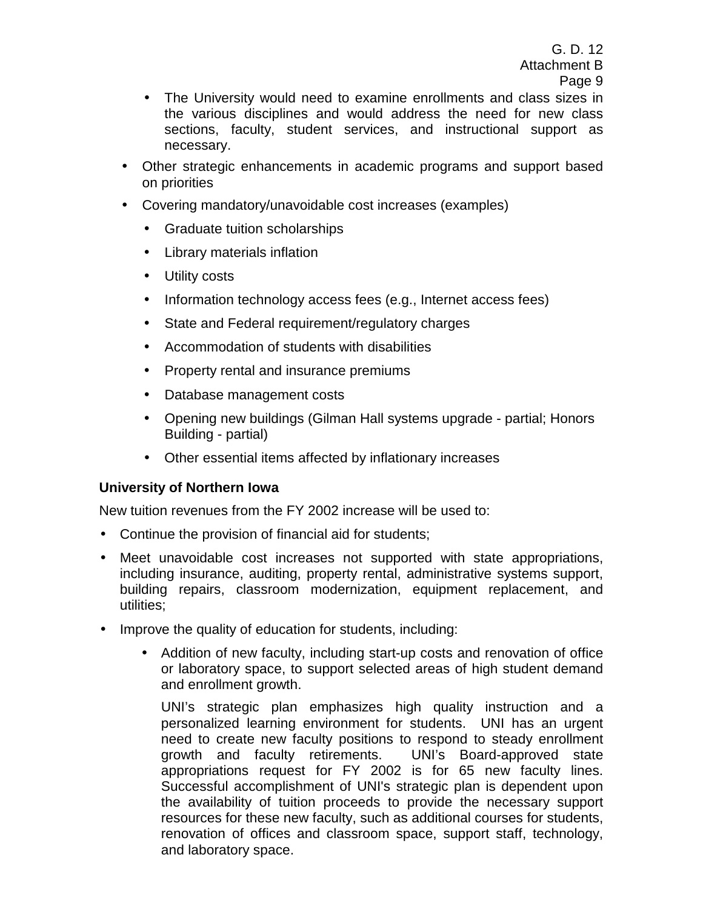- The University would need to examine enrollments and class sizes in the various disciplines and would address the need for new class sections, faculty, student services, and instructional support as necessary.

- Other strategic enhancements in academic programs and support based on priorities
- Covering mandatory/unavoidable cost increases (examples)
  - Graduate tuition scholarships
  - Library materials inflation
  - Utility costs
  - Information technology access fees (e.g., Internet access fees)
  - State and Federal requirement/regulatory charges
  - Accommodation of students with disabilities
  - Property rental and insurance premiums
  - Database management costs
  - Opening new buildings (Gilman Hall systems upgrade - partial; Honors Building - partial)
  - Other essential items affected by inflationary increases

**University of Northern Iowa**

New tuition revenues from the FY 2002 increase will be used to:

- Continue the provision of financial aid for students;
- Meet unavoidable cost increases not supported with state appropriations, including insurance, auditing, property rental, administrative systems support, building repairs, classroom modernization, equipment replacement, and utilities;
- Improve the quality of education for students, including:
  - Addition of new faculty, including start-up costs and renovation of office or laboratory space, to support selected areas of high student demand and enrollment growth.

    UNI's strategic plan emphasizes high quality instruction and a personalized learning environment for students. UNI has an urgent need to create new faculty positions to respond to steady enrollment growth and faculty retirements. UNI's Board-approved state appropriations request for FY 2002 is for 65 new faculty lines. Successful accomplishment of UNI's strategic plan is dependent upon the availability of tuition proceeds to provide the necessary support resources for these new faculty, such as additional courses for students, renovation of offices and classroom space, support staff, technology, and laboratory space.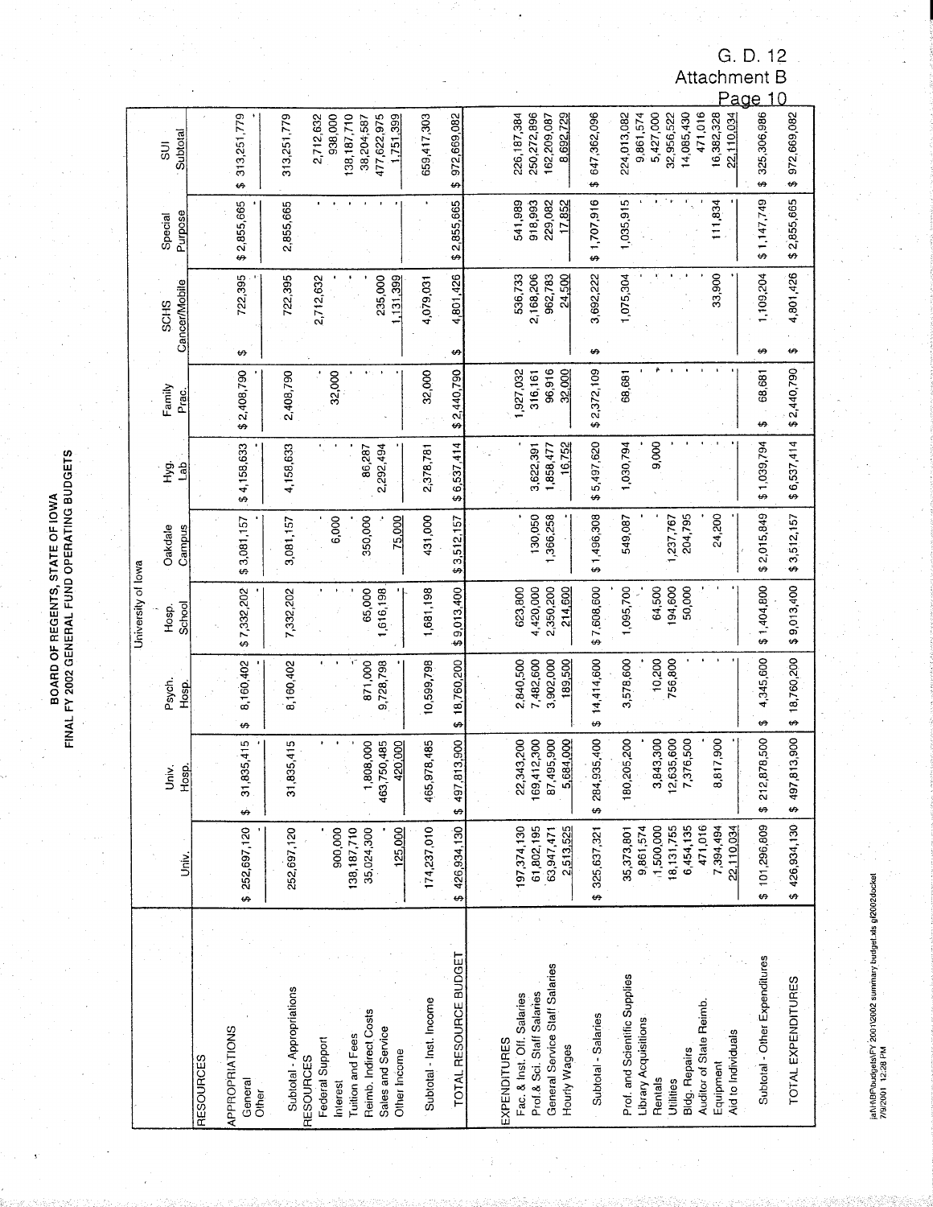G. D. 12
Attachment B

## BOARD OF REGENTS, STATE OF IOWA
## FINAL FY 2002 GENERAL FUND OPERATING BUDGETS

University of Iowa

| | Univ. | Univ. Hosp. | Psych. Hosp. | Hosp. School | Oakdale Campus | Hyg. Lab | Family Prac. | SCHS Cancer/Mobile | Special Purpose | SUI Subtotal |
|---|---|---|---|---|---|---|---|---|---|---|
| **RESOURCES** | | | | | | | | | | |
| APPROPRIATIONS | | | | | | | | | | |
| General | $ 252,697,120 | $ 31,835,415 | $ 8,160,402 | $ 7,332,202 | $ 3,081,157 | $ 4,158,633 | $ 2,408,790 | $ 722,395 | $ 2,855,665 | $ 313,251,779 |
| Other | - | - | - | - | - | - | - | - | - | - |
| Subtotal - Appropriations | 252,697,120 | 31,835,415 | 8,160,402 | 7,332,202 | 3,081,157 | 4,158,633 | 2,408,790 | 722,395 | 2,855,665 | 313,251,779 |
| RESOURCES | | | | | | | | | | |
| Federal Support | - | - | - | - | - | - | - | 2,712,632 | - | 2,712,632 |
| Interest | 900,000 | - | - | - | 6,000 | - | 32,000 | - | - | 938,000 |
| Tuition and Fees | 138,187,710 | - | - | - | - | - | - | - | - | 138,187,710 |
| Reimb. Indirect Costs | 35,024,300 | 1,808,000 | 871,000 | 65,000 | 350,000 | 86,287 | - | - | - | 38,204,587 |
| Sales and Service | - | 463,750,485 | 9,728,798 | 1,616,198 | - | 2,292,494 | - | 235,000 | - | 477,622,975 |
| Other Income | 125,000 | 420,000 | - | - | 75,000 | - | - | 1,131,399 | - | 1,751,399 |
| Subtotal - Inst. Income | 174,237,010 | 465,978,485 | 10,599,798 | 1,681,198 | 431,000 | 2,378,781 | 32,000 | 4,079,031 | - | 659,417,303 |
| TOTAL RESOURCE BUDGET | $ 426,934,130 | $ 497,813,900 | $ 18,760,200 | $ 9,013,400 | $ 3,512,157 | $ 6,537,414 | $ 2,440,790 | $ 4,801,426 | $ 2,855,665 | $ 972,669,082 |
| **EXPENDITURES** | | | | | | | | | | |
| Fac. & Inst. Off. Salaries | 197,374,130 | 22,343,200 | 2,840,500 | 623,800 | - | - | 1,927,032 | 536,733 | 541,989 | 226,187,384 |
| Prof. & Sci. Staff Salaries | 61,802,195 | 169,412,300 | 7,482,600 | 4,420,000 | 130,050 | 3,622,391 | 316,161 | 2,168,206 | 918,993 | 250,272,896 |
| General Service Staff Salaries | 63,947,471 | 87,495,900 | 3,902,000 | 2,350,200 | 1,366,258 | 1,858,477 | 96,916 | 962,783 | 229,082 | 162,209,087 |
| Hourly Wages | 2,513,525 | 5,684,000 | 189,500 | 214,600 | - | 16,752 | 32,000 | 24,500 | 17,852 | 8,692,729 |
| Subtotal - Salaries | $ 325,637,321 | $ 284,935,400 | $ 14,414,600 | $ 7,608,600 | $ 1,496,308 | $ 5,497,620 | $ 2,372,109 | $ 3,692,222 | $ 1,707,916 | $ 647,362,096 |
| Prof. and Scientific Supplies | 35,373,801 | 180,205,200 | 3,578,600 | 1,095,700 | 549,087 | 1,030,794 | 68,681 | 1,075,304 | 1,035,915 | 224,013,082 |
| Library Acquisitions | 9,861,574 | - | - | - | - | - | - | - | - | 9,861,574 |
| Rentals | 1,500,000 | 3,843,300 | 10,200 | 64,500 | - | 9,000 | - | - | - | 5,427,000 |
| Utilities | 18,131,755 | 12,635,600 | 756,800 | 194,600 | 1,237,767 | - | - | - | - | 32,956,522 |
| Bldg. Repairs | 6,454,135 | 7,376,500 | - | 50,000 | 204,795 | - | - | - | - | 14,085,430 |
| Auditor of State Reimb. | 471,016 | - | - | - | - | - | - | - | - | 471,016 |
| Equipment | 7,394,494 | 8,817,900 | - | - | 24,200 | - | - | 33,900 | 111,834 | 16,382,328 |
| Aid to Individuals | 22,110,034 | - | - | - | - | - | - | - | - | 22,110,034 |
| Subtotal - Other Expenditures | $ 101,296,809 | $ 212,878,500 | $ 4,345,600 | $ 1,404,800 | $ 2,015,849 | $ 1,039,794 | $ 68,681 | $ 1,109,204 | $ 1,147,749 | $ 325,306,986 |
| TOTAL EXPENDITURES | $ 426,934,130 | $ 497,813,900 | $ 18,760,200 | $ 9,013,400 | $ 3,512,157 | $ 6,537,414 | $ 2,440,790 | $ 4,801,426 | $ 2,855,665 | $ 972,669,082 |

jah\ROF\budgets\FY 2001\2002 summary budget.xls gf2002docket
7/9/2001 12:28 PM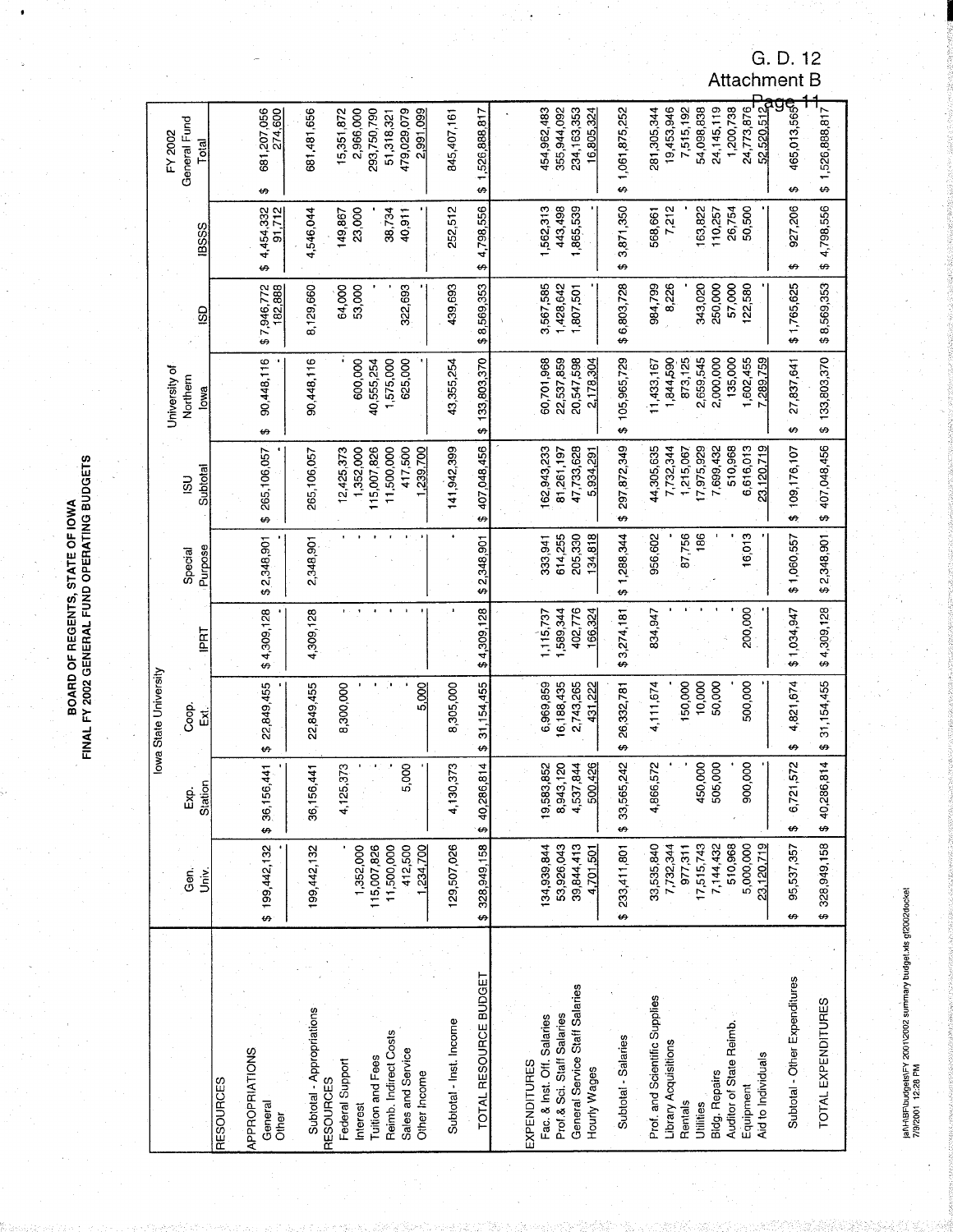G. D. 12
Attachment B

# BOARD OF REGENTS, STATE OF IOWA
## FINAL FY 2002 GENERAL FUND OPERATING BUDGETS

| | Iowa State University | | | | | | University of Northern Iowa | ISD | IBSSS | FY 2002 General Fund Total |
|---|---|---|---|---|---|---|---|---|---|---|
| | Gen. Univ. | Exp. Station | Coop. Ext. | IPRT | Special Purpose | ISU Subtotal | | | | |
| **RESOURCES** | | | | | | | | | | |
| APPROPRIATIONS | | | | | | | | | | |
| General | $ 199,442,132 | $ 36,156,441 | $ 22,849,455 | $ 4,309,128 | $ 2,348,901 | $ 265,106,057 | $ 90,448,116 | $ 7,946,772 | $ 4,454,332 | $ 681,207,056 |
| Other | - | - | - | - | - | - | - | 182,888 | 91,712 | 274,600 |
| Subtotal - Appropriations | 199,442,132 | 36,156,441 | 22,849,455 | 4,309,128 | 2,348,901 | 265,106,057 | 90,448,116 | 8,129,660 | 4,546,044 | 681,481,656 |
| RESOURCES | | | | | | | | | | |
| Federal Support | - | 4,125,373 | 8,300,000 | - | - | 12,425,373 | - | 64,000 | 149,867 | 15,351,872 |
| Interest | 1,352,000 | - | - | - | - | 1,352,000 | 600,000 | 53,000 | 23,000 | 2,966,000 |
| Tuition and Fees | 115,007,826 | - | - | - | - | 115,007,826 | 40,555,254 | - | - | 293,750,790 |
| Reimb. Indirect Costs | 11,500,000 | - | - | - | - | 11,500,000 | 1,575,000 | - | 38,734 | 51,318,321 |
| Sales and Service | 412,500 | 5,000 | - | - | - | 417,500 | 625,000 | 322,693 | 40,911 | 479,029,079 |
| Other Income | 1,234,700 | - | 5,000 | - | - | 1,239,700 | - | - | - | 2,991,099 |
| Subtotal - Inst. Income | 129,507,026 | 4,130,373 | 8,305,000 | - | - | 141,942,399 | 43,355,254 | 439,693 | 252,512 | 845,407,161 |
| TOTAL RESOURCE BUDGET | $ 328,949,158 | $ 40,286,814 | $ 31,154,455 | $ 4,309,128 | $ 2,348,901 | $ 407,048,456 | $ 133,803,370 | $ 8,569,353 | $ 4,798,556 | $ 1,526,888,817 |
| **EXPENDITURES** | | | | | | | | | | |
| Fac. & Inst. Off. Salaries | 134,939,844 | 19,583,852 | 6,969,859 | 1,115,737 | 333,941 | 162,943,233 | 60,701,968 | 3,567,585 | 1,562,313 | 454,962,483 |
| Prof. & Sci. Staff Salaries | 53,926,043 | 8,943,120 | 16,188,435 | 1,589,344 | 614,255 | 81,261,197 | 22,537,859 | 1,428,642 | 443,498 | 355,944,092 |
| General Service Staff Salaries | 39,844,413 | 4,537,844 | 2,743,265 | 402,776 | 205,330 | 47,733,628 | 20,547,598 | 1,807,501 | 1,865,539 | 234,163,353 |
| Hourly Wages | 4,701,501 | 500,426 | 431,222 | 166,324 | 134,818 | 5,934,291 | 2,178,304 | - | - | 16,805,324 |
| Subtotal - Salaries | $ 233,411,801 | $ 33,565,242 | $ 26,332,781 | $ 3,274,181 | $ 1,288,344 | $ 297,872,349 | $ 105,965,729 | $ 6,803,728 | $ 3,871,350 | $ 1,061,875,252 |
| Prof. and Scientific Supplies | 33,535,840 | 4,866,572 | 4,111,674 | 834,947 | 956,602 | 44,305,635 | 11,433,167 | 984,799 | 568,661 | 281,305,344 |
| Library Acquisitions | 7,732,344 | - | - | - | - | 7,732,344 | 1,844,590 | 8,226 | 7,212 | 19,453,946 |
| Rentals | 977,311 | - | 150,000 | - | 87,756 | 1,215,067 | 873,125 | - | - | 7,515,192 |
| Utilities | 17,515,743 | 450,000 | 10,000 | - | 186 | 17,975,929 | 2,659,545 | 343,020 | 163,822 | 54,098,838 |
| Bldg. Repairs | 7,144,432 | 505,000 | 50,000 | - | - | 7,699,432 | 2,000,000 | 250,000 | 110,257 | 24,145,119 |
| Auditor of State Reimb. | 510,968 | - | - | - | - | 510,968 | 135,000 | 57,000 | 26,754 | 1,200,738 |
| Equipment | 5,000,000 | 900,000 | 500,000 | 200,000 | 16,013 | 6,616,013 | 1,602,455 | 122,580 | 50,500 | 24,773,876 |
| Aid to Individuals | 23,120,719 | - | - | - | - | 23,120,719 | 7,289,759 | - | - | 52,520,512 |
| Subtotal - Other Expenditures | $ 95,537,357 | $ 6,721,572 | $ 4,821,674 | $ 1,034,947 | $ 1,060,557 | $ 109,176,107 | $ 27,837,641 | $ 1,765,625 | $ 927,206 | $ 465,013,565 |
| TOTAL EXPENDITURES | $ 328,949,158 | $ 40,286,814 | $ 31,154,455 | $ 4,309,128 | $ 2,348,901 | $ 407,048,456 | $ 133,803,370 | $ 8,569,353 | $ 4,798,556 | $ 1,526,888,817 |

ja\h\BF\budgets\FY 2001\2002 summary budget.xls g2002docket
7/9/2001 12:28 PM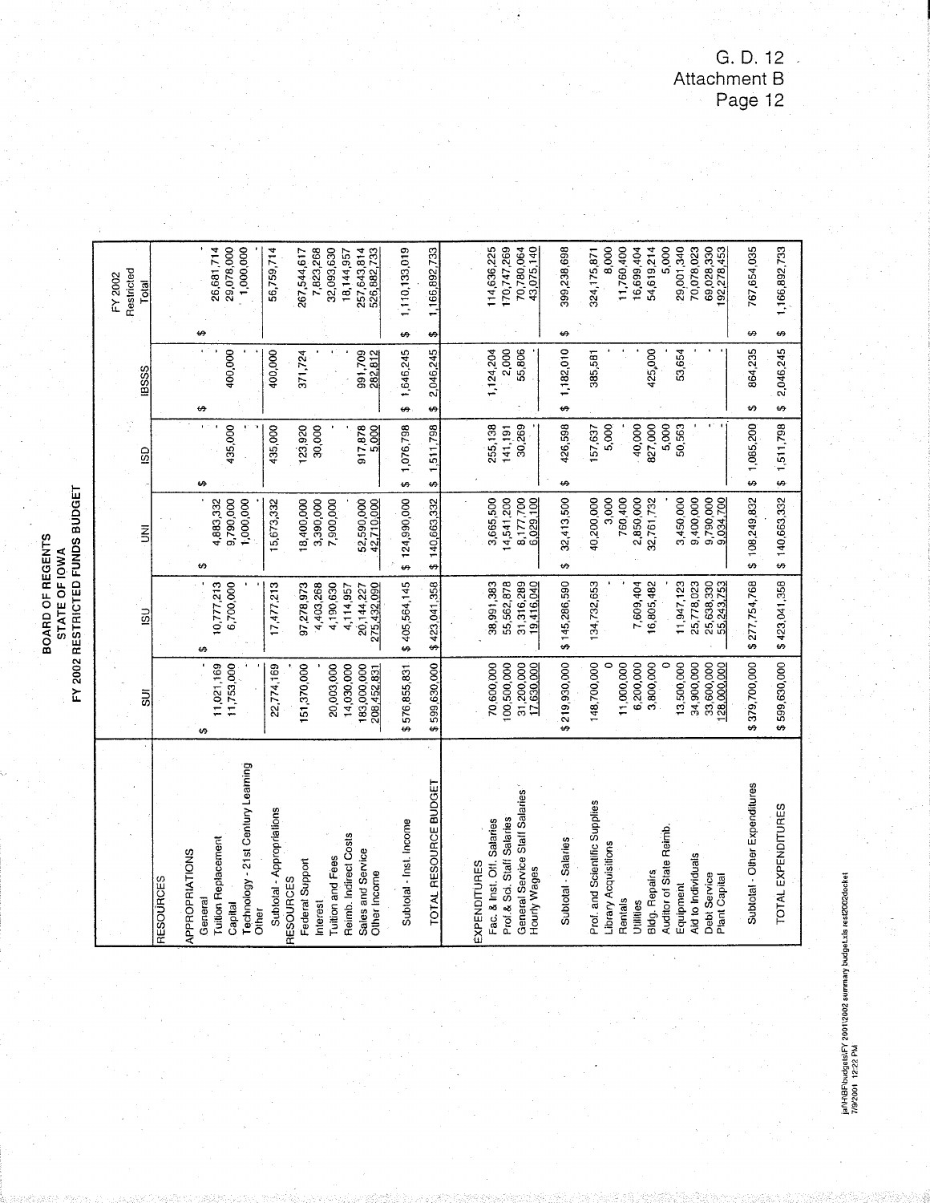G. D. 12
Attachment B
Page 12

# BOARD OF REGENTS
## STATE OF IOWA
## FY 2002 RESTRICTED FUNDS BUDGET

| | SUI | ISU | UNI | ISD | IBSSS | FY 2002 Restricted Total |
|---|---|---|---|---|---|---|
| **RESOURCES** | | | | | | |
| APPROPRIATIONS | | | | | | |
| General | $ - | $ - | $ - | $ - | $ - | $ - |
| Tuition Replacement | 11,021,169 | 10,777,213 | 4,883,332 | - | - | 26,681,714 |
| Capital | 11,753,000 | 6,700,000 | 9,790,000 | 435,000 | 400,000 | 29,078,000 |
| Technology - 21st Century Learning | - | - | 1,000,000 | - | - | 1,000,000 |
| Other | - | - | - | - | - | - |
| Subtotal - Appropriations | 22,774,169 | 17,477,213 | 15,673,332 | 435,000 | 400,000 | 56,759,714 |
| RESOURCES | | | | | | |
| Federal Support | 151,370,000 | 97,278,973 | 18,400,000 | 123,920 | 371,724 | 267,544,617 |
| Interest | - | 4,403,268 | 3,390,000 | 30,000 | - | 7,823,268 |
| Tuition and Fees | 20,003,000 | 4,190,630 | 7,900,000 | - | - | 32,093,630 |
| Reimb. Indirect Costs | 14,030,000 | 4,114,957 | - | - | - | 18,144,957 |
| Sales and Service | 183,000,000 | 20,144,227 | 52,590,000 | 917,878 | 991,709 | 257,643,814 |
| Other Income | 208,452,831 | 275,432,090 | 42,710,000 | 5,000 | 282,812 | 526,882,733 |
| Subtotal - Inst. Income | $ 576,855,831 | $ 405,564,145 | $ 124,990,000 | $ 1,076,798 | $ 1,646,245 | $ 1,110,133,019 |
| TOTAL RESOURCE BUDGET | $ 599,630,000 | $ 423,041,358 | $ 140,663,332 | $ 1,511,798 | $ 2,046,245 | $ 1,166,892,733 |
| **EXPENDITURES** | | | | | | |
| Fac. & Inst. Off. Salaries | 70,600,000 | 38,991,383 | 3,665,500 | 255,138 | 1,124,204 | 114,636,225 |
| Prof.& Sci. Staff Salaries | 100,500,000 | 55,562,878 | 14,541,200 | 141,191 | 2,000 | 170,747,269 |
| General Service Staff Salaries | 31,200,000 | 31,316,289 | 8,177,700 | 30,269 | 55,806 | 70,780,064 |
| Hourly Wages | 17,630,000 | 19,416,040 | 6,029,100 | - | - | 43,075,140 |
| Subtotal - Salaries | $ 219,930,000 | $ 145,286,590 | $ 32,413,500 | $ 426,598 | $ 1,182,010 | $ 399,238,698 |
| Prof. and Scientific Supplies | 148,700,000 | 134,732,653 | 40,200,000 | 157,637 | 385,581 | 324,175,871 |
| Library Acquisitions | 0 | - | 3,000 | 5,000 | - | 8,000 |
| Rentals | 11,000,000 | - | 760,400 | - | - | 11,760,400 |
| Utilities | 6,200,000 | 7,609,404 | 2,850,000 | 40,000 | - | 16,699,404 |
| Bldg. Repairs | 3,800,000 | 16,805,482 | 32,761,732 | 827,000 | 425,000 | 54,619,214 |
| Auditor of State Reimb. | 0 | - | - | 5,000 | - | 5,000 |
| Equipment | 13,500,000 | 11,947,123 | 3,450,000 | 50,563 | 53,654 | 29,001,340 |
| Aid to Individuals | 34,900,000 | 25,778,023 | 9,400,000 | - | - | 70,078,023 |
| Debt Service | 33,600,000 | 25,638,330 | 9,790,000 | - | - | 69,028,330 |
| Plant Capital | 128,000,000 | 55,243,753 | 9,034,700 | - | - | 192,278,453 |
| Subtotal - Other Expenditures | $ 379,700,000 | $ 277,754,768 | $ 108,249,832 | $ 1,085,200 | $ 864,235 | $ 767,654,035 |
| TOTAL EXPENDITURES | $ 599,630,000 | $ 423,041,358 | $ 140,663,332 | $ 1,511,798 | $ 2,046,245 | $ 1,166,892,733 |

ja\HBR\budgets\FY 2001\2002 summary budget.xls rest2002docket
7/9/2001 12:22 PM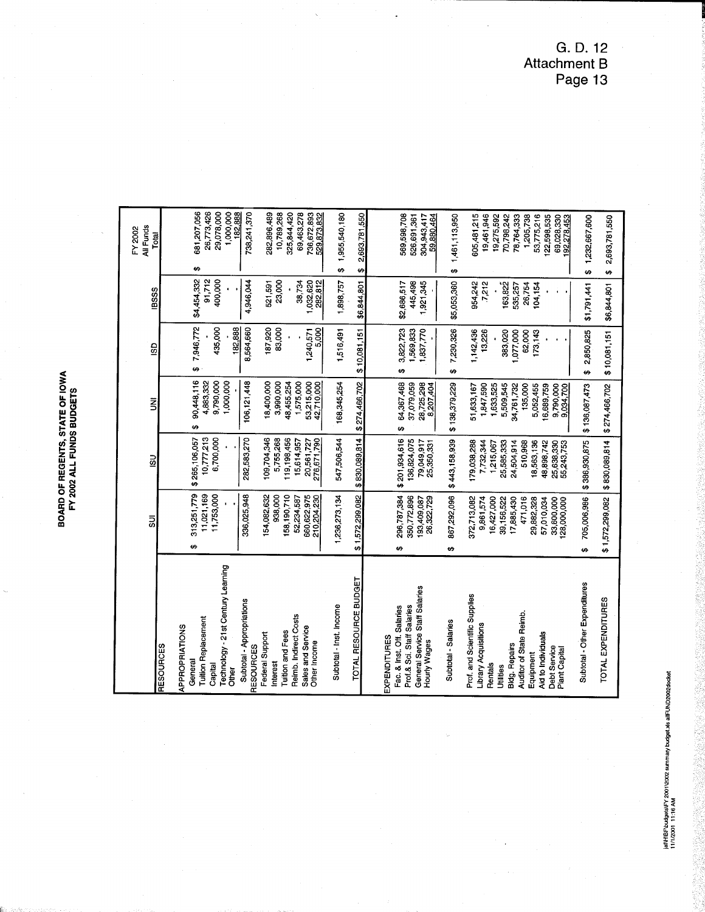G. D. 12
Attachment B
Page 13

# BOARD OF REGENTS, STATE OF IOWA
## FY 2002 ALL FUNDS BUDGETS

| | SUI | ISU | UNI | ISD | IBSSS | FY 2002 All Funds Total |
|---|---|---|---|---|---|---|
| **RESOURCES** | | | | | | |
| **APPROPRIATIONS** | | | | | | |
| General | $ 313,251,779 | $ 265,106,057 | $ 90,448,116 | $ 7,946,772 | $4,454,332 | $ 681,207,056 |
| Tuition Replacement | 11,021,169 | 10,777,213 | 4,883,332 | - | 91,712 | 26,773,426 |
| Capital | 11,753,000 | 6,700,000 | 9,790,000 | 435,000 | 400,000 | 29,078,000 |
| Technology - 21st Century Learning | - | - | 1,000,000 | - | - | 1,000,000 |
| Other | - | - | - | 182,888 | - | 182,888 |
| Subtotal - Appropriations | 336,025,948 | 282,583,270 | 106,121,448 | 8,564,660 | 4,946,044 | 738,241,370 |
| **RESOURCES** | | | | | | |
| Federal Support | 154,082,632 | 109,704,346 | 18,400,000 | 187,920 | 521,591 | 282,896,489 |
| Interest | 938,000 | 5,755,268 | 3,990,000 | 83,000 | 23,000 | 10,789,268 |
| Tuition and Fees | 158,190,710 | 119,198,456 | 48,455,254 | - | - | 325,844,420 |
| Reimb. Indirect Costs | 52,234,587 | 15,614,957 | 1,575,000 | - | 38,734 | 69,463,278 |
| Sales and Service | 660,622,975 | 20,561,727 | 53,215,000 | 1,240,571 | 1,032,620 | 736,672,893 |
| Other Income | 210,204,230 | 276,671,790 | 42,710,000 | 5,000 | 282,812 | 529,873,832 |
| Subtotal - Inst. Income | 1,236,273,134 | 547,506,544 | 168,345,254 | 1,516,491 | 1,898,757 | $ 1,955,540,180 |
| TOTAL RESOURCE BUDGET | $ 1,572,299,082 | $ 830,089,814 | $ 274,466,702 | $ 10,081,151 | $6,844,801 | $ 2,693,781,550 |
| **EXPENDITURES** | | | | | | |
| Fac. & Inst. Off. Salaries | $ 296,787,384 | $ 201,934,616 | $ 64,367,468 | $ 3,822,723 | $2,686,517 | 569,598,708 |
| Prof.& Sci. Staff Salaries | 350,772,896 | 136,824,075 | 37,079,059 | 1,569,833 | 445,498 | 526,691,361 |
| General Service Staff Salaries | 193,409,087 | 79,049,917 | 28,725,298 | 1,837,770 | 1,921,345 | 304,943,417 |
| Hourly Wages | 26,322,729 | 25,350,331 | 8,207,404 | - | - | 59,880,464 |
| Subtotal - Salaries | $ 867,292,096 | $ 443,158,939 | $ 138,379,229 | $ 7,230,326 | $5,053,360 | $ 1,461,113,950 |
| Prof. and Scientific Supplies | 372,713,082 | 179,038,288 | 51,633,167 | 1,142,436 | 954,242 | 605,481,215 |
| Library Acquisitions | 9,861,574 | 7,732,344 | 1,847,590 | 13,226 | 7,212 | 19,461,946 |
| Rentals | 16,427,000 | 1,215,067 | 1,633,525 | - | - | 19,275,592 |
| Utilities | 39,156,522 | 25,585,333 | 5,509,545 | 383,020 | 163,822 | 70,798,242 |
| Bldg. Repairs | 17,885,430 | 24,504,914 | 34,761,732 | 1,077,000 | 535,257 | 78,764,333 |
| Auditor of State Reimb. | 471,016 | 510,968 | 135,000 | 62,000 | 26,754 | 1,205,738 |
| Equipment | 29,882,328 | 18,563,136 | 5,052,455 | 173,143 | 104,154 | 53,775,216 |
| Aid to Individuals | 57,010,034 | 48,898,742 | 16,689,759 | - | - | 122,598,535 |
| Debt Service | 33,600,000 | 25,638,330 | 9,790,000 | - | - | 69,028,330 |
| Plant Capital | 128,000,000 | 55,243,753 | 9,034,700 | - | - | 192,278,453 |
| Subtotal - Other Expenditures | $ 705,006,986 | $ 386,930,875 | $ 136,087,473 | $ 2,850,825 | $1,791,441 | $ 1,232,667,600 |
| TOTAL EXPENDITURES | $ 1,572,299,082 | $ 830,089,814 | $ 274,466,702 | $ 10,081,151 | $6,844,801 | $ 2,693,781,550 |

jaf/H:BF\budgets\FY 2001\2002 summary budget.xls allFUND2002docket
11/7/2001 11:16 AM